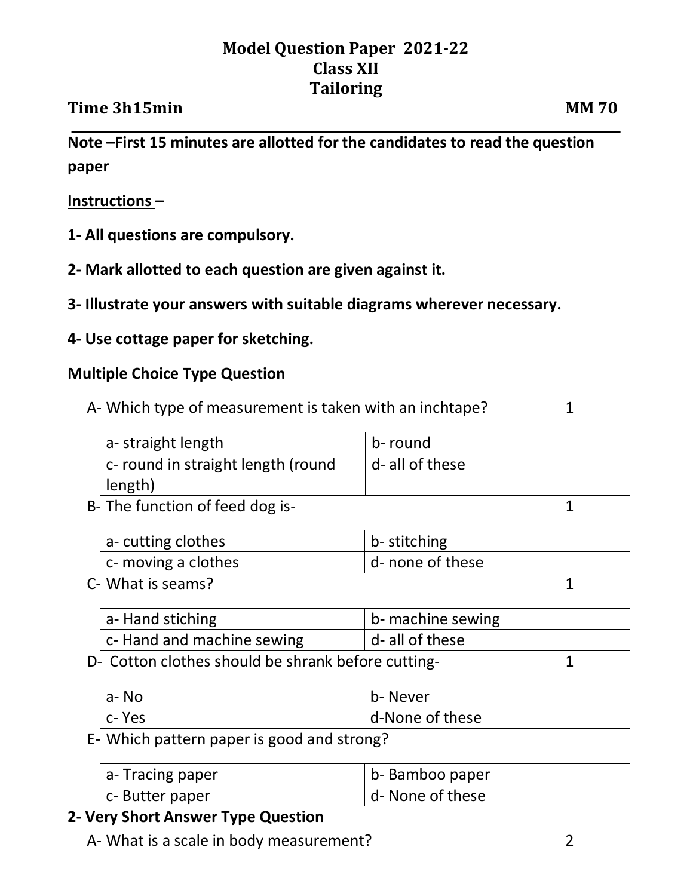# Model Question Paper 2021-22
## Class XII
## Tailoring

**Time 3h15min** **MM 70**

---

**Note –First 15 minutes are allotted for the candidates to read the question paper**

**Instructions –**

**1- All questions are compulsory.**

**2- Mark allotted to each question are given against it.**

**3- Illustrate your answers with suitable diagrams wherever necessary.**

**4- Use cottage paper for sketching.**

**Multiple Choice Type Question**

A- Which type of measurement is taken with an inchtape? 1

| a- straight length | b- round |
|---|---|
| c- round in straight length (round length) | d- all of these |

B- The function of feed dog is- 1

| a- cutting clothes | b- stitching |
|---|---|
| c- moving a clothes | d- none of these |

C- What is seams? 1

| a- Hand stiching | b- machine sewing |
|---|---|
| c- Hand and machine sewing | d- all of these |

D- Cotton clothes should be shrank before cutting- 1

| a- No | b- Never |
|---|---|
| c- Yes | d-None of these |

E- Which pattern paper is good and strong?

| a- Tracing paper | b- Bamboo paper |
|---|---|
| c- Butter paper | d- None of these |

**2- Very Short Answer Type Question**

A- What is a scale in body measurement? 2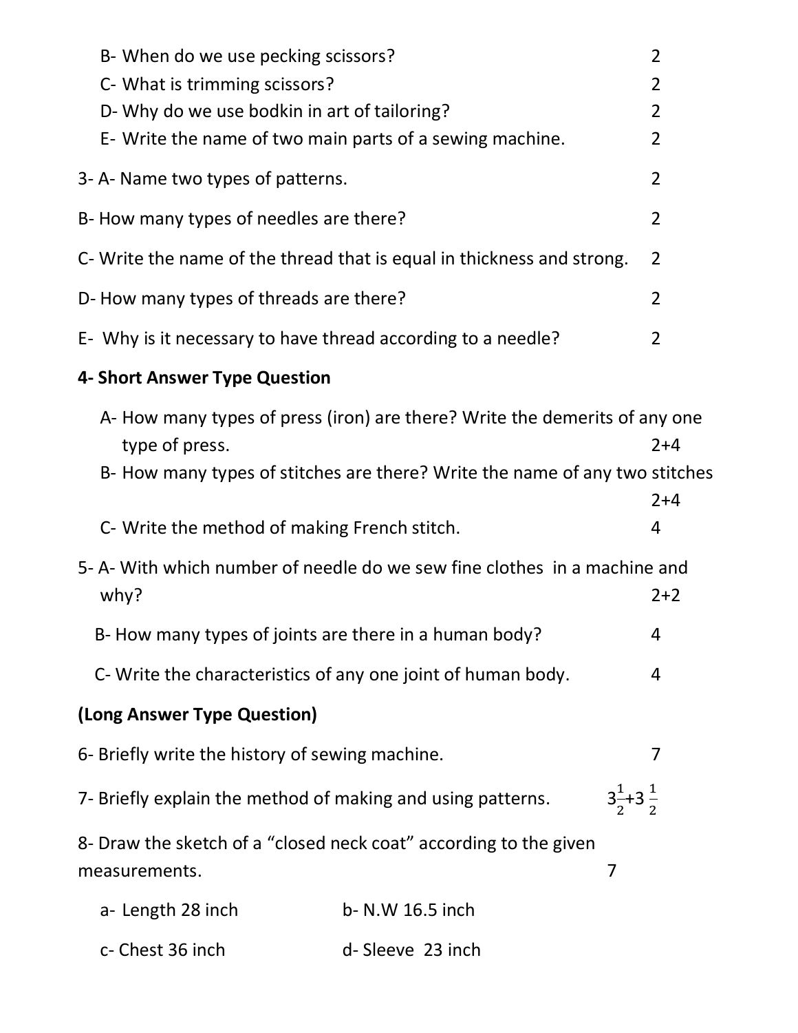B- When do we use pecking scissors? 2

C- What is trimming scissors? 2

D- Why do we use bodkin in art of tailoring? 2

E- Write the name of two main parts of a sewing machine. 2

3- A- Name two types of patterns. 2

B- How many types of needles are there? 2

C- Write the name of the thread that is equal in thickness and strong. 2

D- How many types of threads are there? 2

E- Why is it necessary to have thread according to a needle? 2

**4- Short Answer Type Question**

A- How many types of press (iron) are there? Write the demerits of any one type of press. 2+4

B- How many types of stitches are there? Write the name of any two stitches 2+4

C- Write the method of making French stitch. 4

5- A- With which number of needle do we sew fine clothes in a machine and why? 2+2

B- How many types of joints are there in a human body? 4

C- Write the characteristics of any one joint of human body. 4

**(Long Answer Type Question)**

6- Briefly write the history of sewing machine. 7

7- Briefly explain the method of making and using patterns. $3\frac{1}{2}+3\frac{1}{2}$

8- Draw the sketch of a "closed neck coat" according to the given measurements. 7

a- Length 28 inch

b- N.W 16.5 inch

c- Chest 36 inch

d- Sleeve 23 inch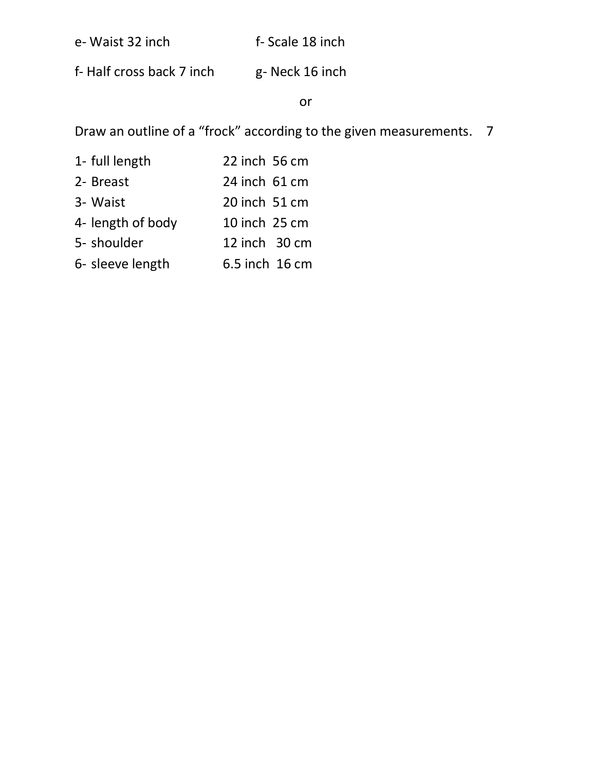e- Waist 32 inch f- Scale 18 inch

f- Half cross back 7 inch g- Neck 16 inch

or

Draw an outline of a "frock" according to the given measurements. 7

| | | |
|---|---|---|
| 1- full length | 22 inch | 56 cm |
| 2- Breast | 24 inch | 61 cm |
| 3- Waist | 20 inch | 51 cm |
| 4- length of body | 10 inch | 25 cm |
| 5- shoulder | 12 inch | 30 cm |
| 6- sleeve length | 6.5 inch | 16 cm |